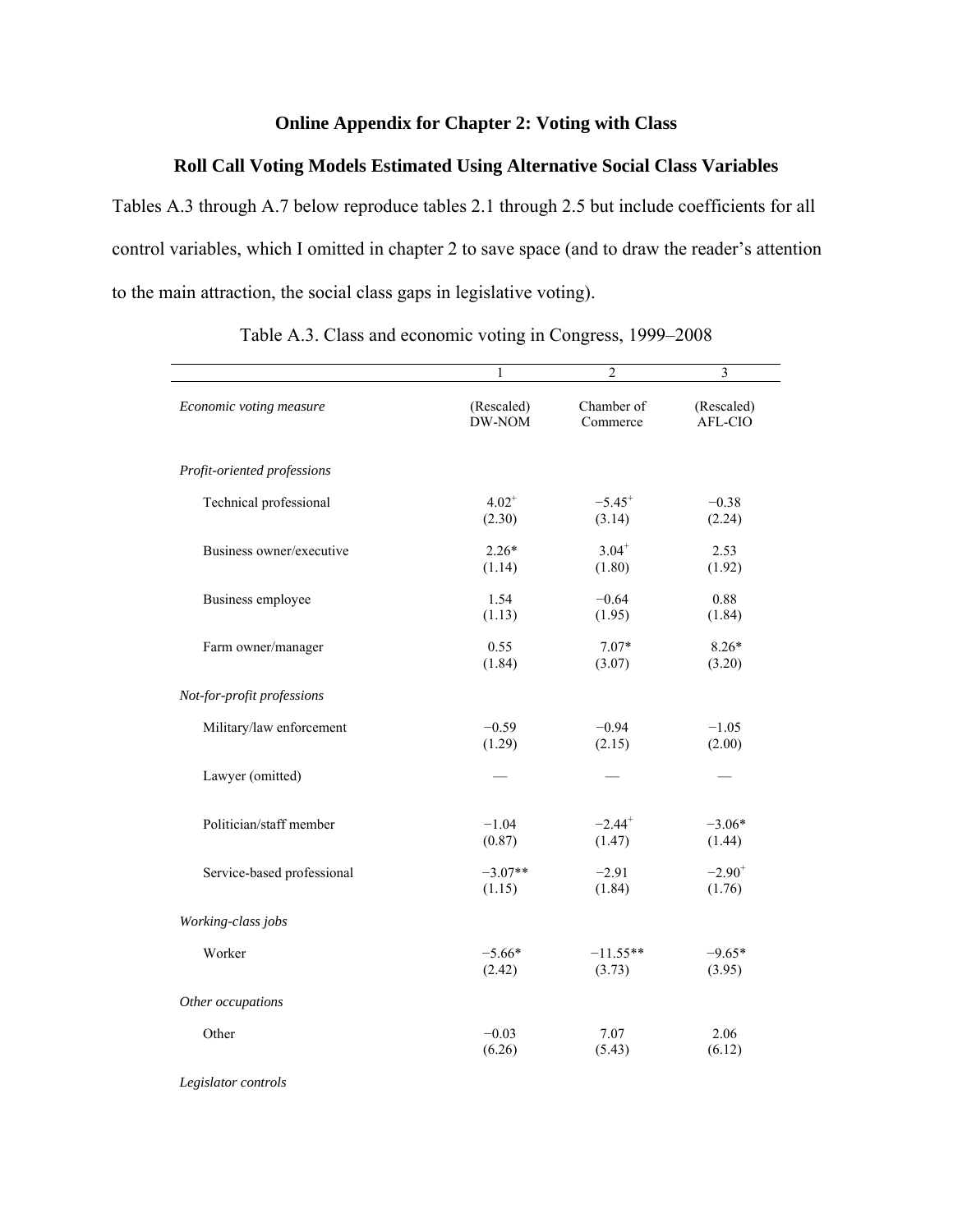# Online Appendix for Chapter 2: Voting with Class

## Roll Call Voting Models Estimated Using Alternative Social Class Variables

Tables A.3 through A.7 below reproduce tables 2.1 through 2.5 but include coefficients for all control variables, which I omitted in chapter 2 to save space (and to draw the reader's attention to the main attraction, the social class gaps in legislative voting).

Table A.3. Class and economic voting in Congress, 1999–2008

| | 1 | 2 | 3 |
|---|---|---|---|
| *Economic voting measure* | (Rescaled) DW-NOM | Chamber of Commerce | (Rescaled) AFL-CIO |
| *Profit-oriented professions* | | | |
| Technical professional | $4.02^{+}$ | $-5.45^{+}$ | −0.38 |
| | (2.30) | (3.14) | (2.24) |
| Business owner/executive | 2.26* | $3.04^{+}$ | 2.53 |
| | (1.14) | (1.80) | (1.92) |
| Business employee | 1.54 | −0.64 | 0.88 |
| | (1.13) | (1.95) | (1.84) |
| Farm owner/manager | 0.55 | 7.07* | 8.26* |
| | (1.84) | (3.07) | (3.20) |
| *Not-for-profit professions* | | | |
| Military/law enforcement | −0.59 | −0.94 | −1.05 |
| | (1.29) | (2.15) | (2.00) |
| Lawyer (omitted) | — | — | — |
| Politician/staff member | −1.04 | $-2.44^{+}$ | −3.06* |
| | (0.87) | (1.47) | (1.44) |
| Service-based professional | −3.07** | −2.91 | $-2.90^{+}$ |
| | (1.15) | (1.84) | (1.76) |
| *Working-class jobs* | | | |
| Worker | −5.66* | −11.55** | −9.65* |
| | (2.42) | (3.73) | (3.95) |
| *Other occupations* | | | |
| Other | −0.03 | 7.07 | 2.06 |
| | (6.26) | (5.43) | (6.12) |
| *Legislator controls* | | | |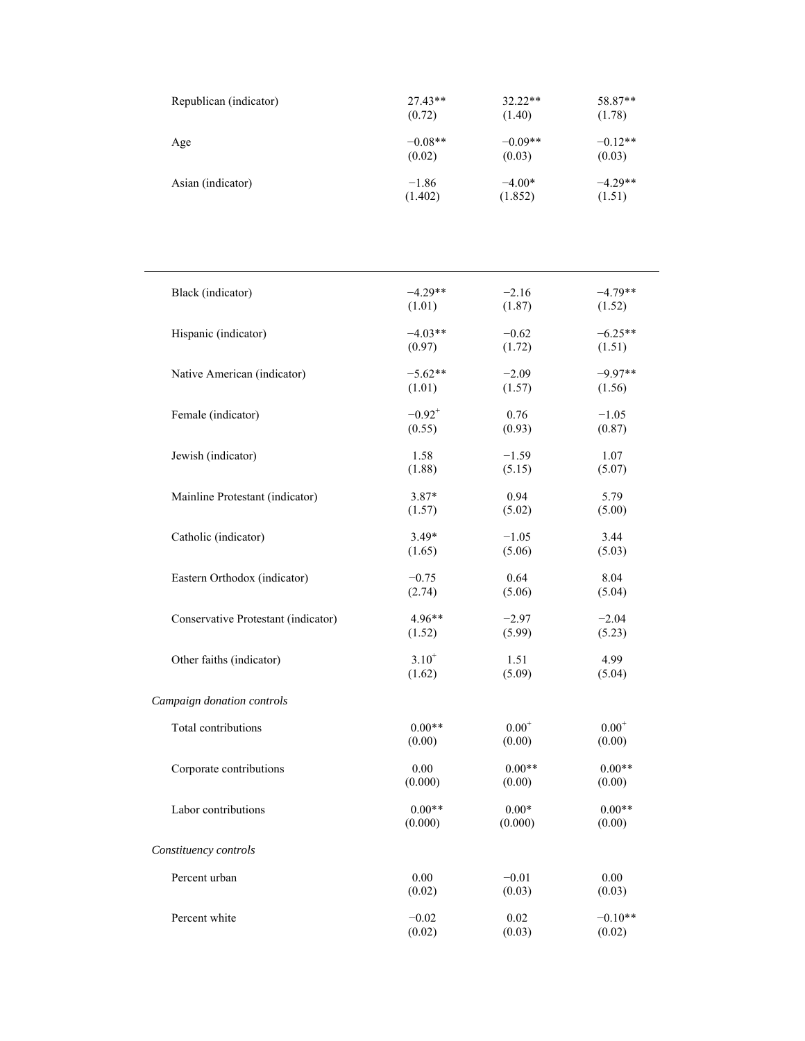| | | | |
|---|---|---|---|
| Republican (indicator) | 27.43** | 32.22** | 58.87** |
| | (0.72) | (1.40) | (1.78) |
| Age | −0.08** | −0.09** | −0.12** |
| | (0.02) | (0.03) | (0.03) |
| Asian (indicator) | −1.86 | −4.00* | −4.29** |
| | (1.402) | (1.852) | (1.51) |
| Black (indicator) | −4.29** | −2.16 | −4.79** |
| | (1.01) | (1.87) | (1.52) |
| Hispanic (indicator) | −4.03** | −0.62 | −6.25** |
| | (0.97) | (1.72) | (1.51) |
| Native American (indicator) | −5.62** | −2.09 | −9.97** |
| | (1.01) | (1.57) | (1.56) |
| Female (indicator) | −0.92⁺ | 0.76 | −1.05 |
| | (0.55) | (0.93) | (0.87) |
| Jewish (indicator) | 1.58 | −1.59 | 1.07 |
| | (1.88) | (5.15) | (5.07) |
| Mainline Protestant (indicator) | 3.87* | 0.94 | 5.79 |
| | (1.57) | (5.02) | (5.00) |
| Catholic (indicator) | 3.49* | −1.05 | 3.44 |
| | (1.65) | (5.06) | (5.03) |
| Eastern Orthodox (indicator) | −0.75 | 0.64 | 8.04 |
| | (2.74) | (5.06) | (5.04) |
| Conservative Protestant (indicator) | 4.96** | −2.97 | −2.04 |
| | (1.52) | (5.99) | (5.23) |
| Other faiths (indicator) | 3.10⁺ | 1.51 | 4.99 |
| | (1.62) | (5.09) | (5.04) |
| *Campaign donation controls* | | | |
| Total contributions | 0.00** | 0.00⁺ | 0.00⁺ |
| | (0.00) | (0.00) | (0.00) |
| Corporate contributions | 0.00 | 0.00** | 0.00** |
| | (0.000) | (0.00) | (0.00) |
| Labor contributions | 0.00** | 0.00* | 0.00** |
| | (0.000) | (0.000) | (0.00) |
| *Constituency controls* | | | |
| Percent urban | 0.00 | −0.01 | 0.00 |
| | (0.02) | (0.03) | (0.03) |
| Percent white | −0.02 | 0.02 | −0.10** |
| | (0.02) | (0.03) | (0.02) |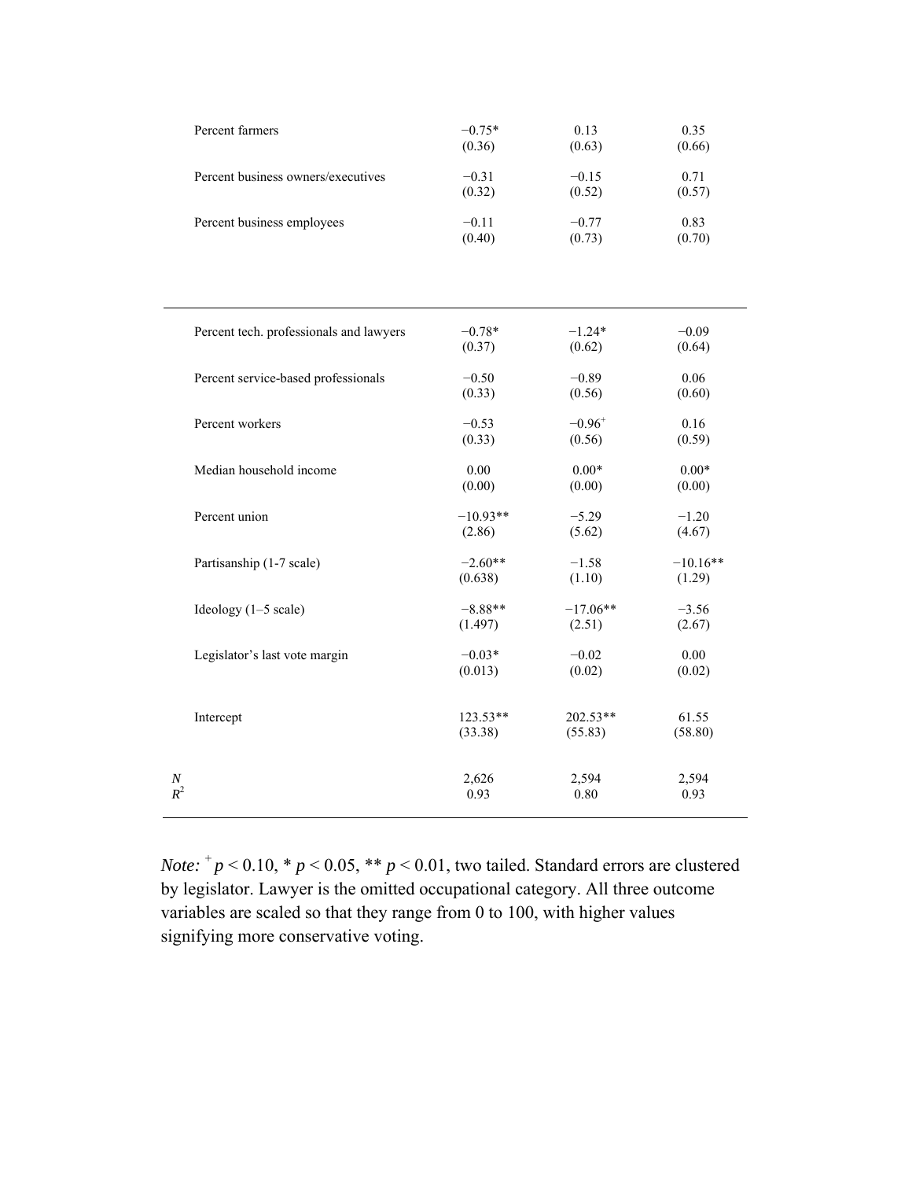| | | | |
|---|---|---|---|
| Percent farmers | −0.75* | 0.13 | 0.35 |
| | (0.36) | (0.63) | (0.66) |
| Percent business owners/executives | −0.31 | −0.15 | 0.71 |
| | (0.32) | (0.52) | (0.57) |
| Percent business employees | −0.11 | −0.77 | 0.83 |
| | (0.40) | (0.73) | (0.70) |
| Percent tech. professionals and lawyers | −0.78* | −1.24* | −0.09 |
| | (0.37) | (0.62) | (0.64) |
| Percent service-based professionals | −0.50 | −0.89 | 0.06 |
| | (0.33) | (0.56) | (0.60) |
| Percent workers | −0.53 | $-0.96^{+}$ | 0.16 |
| | (0.33) | (0.56) | (0.59) |
| Median household income | 0.00 | 0.00* | 0.00* |
| | (0.00) | (0.00) | (0.00) |
| Percent union | −10.93** | −5.29 | −1.20 |
| | (2.86) | (5.62) | (4.67) |
| Partisanship (1-7 scale) | −2.60** | −1.58 | −10.16** |
| | (0.638) | (1.10) | (1.29) |
| Ideology (1–5 scale) | −8.88** | −17.06** | −3.56 |
| | (1.497) | (2.51) | (2.67) |
| Legislator's last vote margin | −0.03* | −0.02 | 0.00 |
| | (0.013) | (0.02) | (0.02) |
| Intercept | 123.53** | 202.53** | 61.55 |
| | (33.38) | (55.83) | (58.80) |
| $N$ | 2,626 | 2,594 | 2,594 |
| $R^2$ | 0.93 | 0.80 | 0.93 |

*Note:* $^{+}p < 0.10$, * $p < 0.05$, ** $p < 0.01$, two tailed. Standard errors are clustered by legislator. Lawyer is the omitted occupational category. All three outcome variables are scaled so that they range from 0 to 100, with higher values signifying more conservative voting.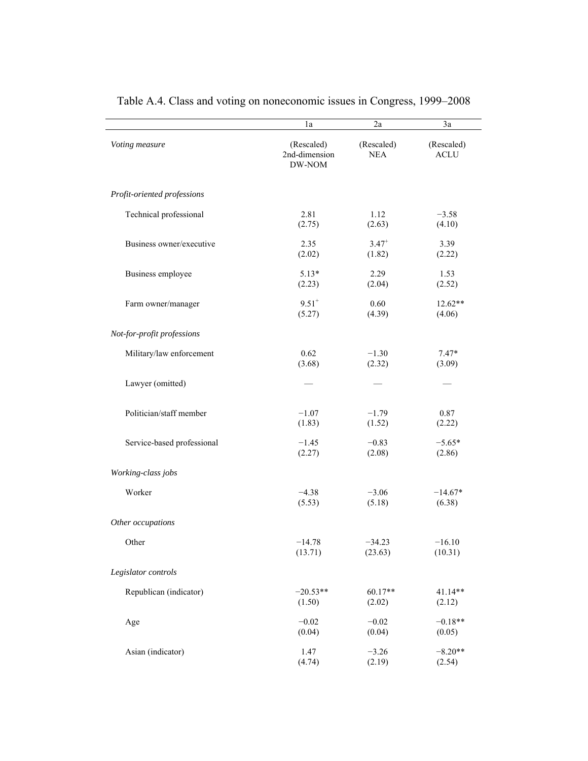# Table A.4. Class and voting on noneconomic issues in Congress, 1999–2008

| | 1a | 2a | 3a |
|---|---|---|---|
| *Voting measure* | (Rescaled) 2nd-dimension DW-NOM | (Rescaled) NEA | (Rescaled) ACLU |
| *Profit-oriented professions* | | | |
| Technical professional | 2.81 (2.75) | 1.12 (2.63) | −3.58 (4.10) |
| Business owner/executive | 2.35 (2.02) | $3.47^{+}$ (1.82) | 3.39 (2.22) |
| Business employee | 5.13* (2.23) | 2.29 (2.04) | 1.53 (2.52) |
| Farm owner/manager | $9.51^{+}$ (5.27) | 0.60 (4.39) | 12.62** (4.06) |
| *Not-for-profit professions* | | | |
| Military/law enforcement | 0.62 (3.68) | −1.30 (2.32) | 7.47* (3.09) |
| Lawyer (omitted) | — | — | — |
| Politician/staff member | −1.07 (1.83) | −1.79 (1.52) | 0.87 (2.22) |
| Service-based professional | −1.45 (2.27) | −0.83 (2.08) | −5.65* (2.86) |
| *Working-class jobs* | | | |
| Worker | −4.38 (5.53) | −3.06 (5.18) | −14.67* (6.38) |
| *Other occupations* | | | |
| Other | −14.78 (13.71) | −34.23 (23.63) | −16.10 (10.31) |
| *Legislator controls* | | | |
| Republican (indicator) | −20.53** (1.50) | 60.17** (2.02) | 41.14** (2.12) |
| Age | −0.02 (0.04) | −0.02 (0.04) | −0.18** (0.05) |
| Asian (indicator) | 1.47 (4.74) | −3.26 (2.19) | −8.20** (2.54) |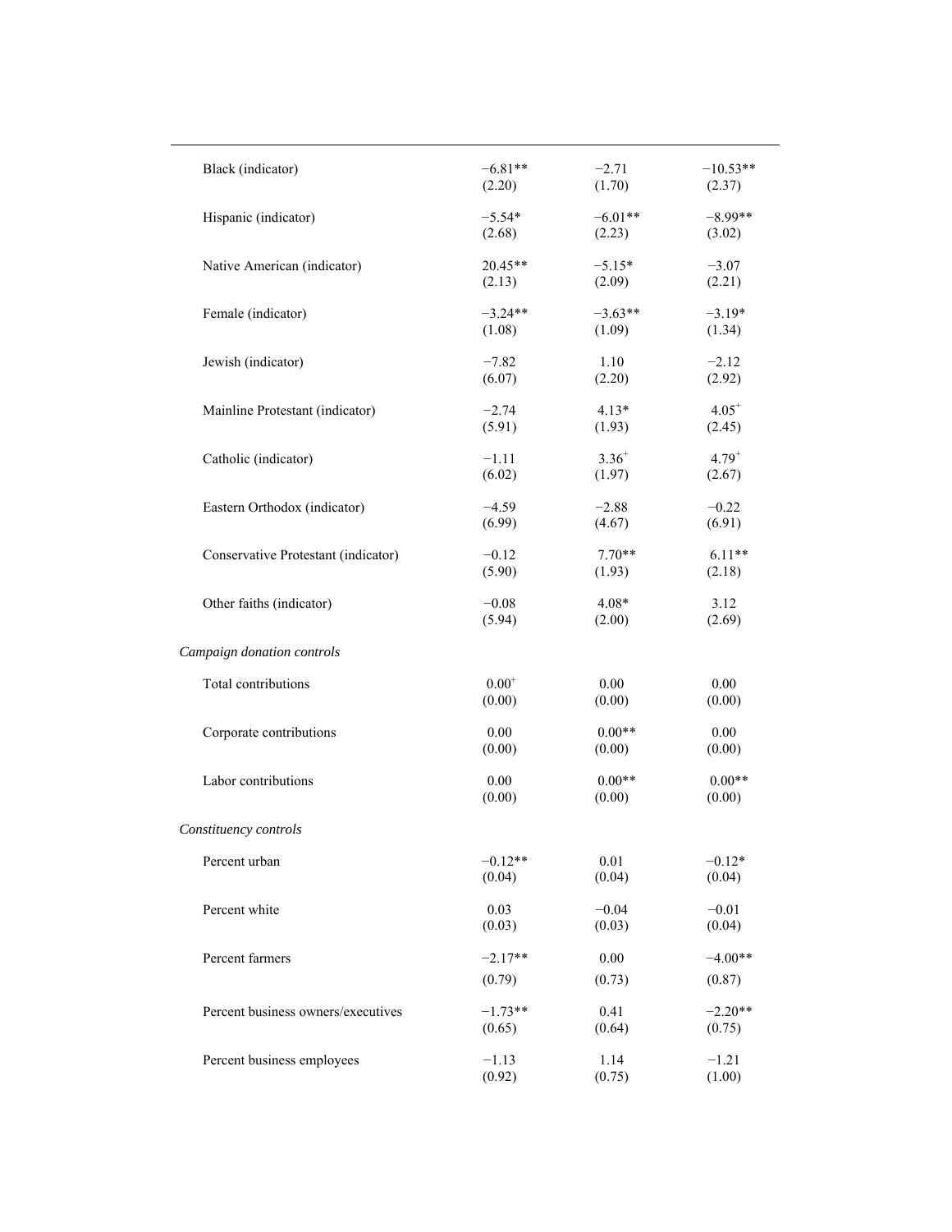| | | | |
|---|---|---|---|
| Black (indicator) | −6.81** | −2.71 | −10.53** |
| | (2.20) | (1.70) | (2.37) |
| Hispanic (indicator) | −5.54* | −6.01** | −8.99** |
| | (2.68) | (2.23) | (3.02) |
| Native American (indicator) | 20.45** | −5.15* | −3.07 |
| | (2.13) | (2.09) | (2.21) |
| Female (indicator) | −3.24** | −3.63** | −3.19* |
| | (1.08) | (1.09) | (1.34) |
| Jewish (indicator) | −7.82 | 1.10 | −2.12 |
| | (6.07) | (2.20) | (2.92) |
| Mainline Protestant (indicator) | −2.74 | 4.13* | $4.05^{+}$ |
| | (5.91) | (1.93) | (2.45) |
| Catholic (indicator) | −1.11 | $3.36^{+}$ | $4.79^{+}$ |
| | (6.02) | (1.97) | (2.67) |
| Eastern Orthodox (indicator) | −4.59 | −2.88 | −0.22 |
| | (6.99) | (4.67) | (6.91) |
| Conservative Protestant (indicator) | −0.12 | 7.70** | 6.11** |
| | (5.90) | (1.93) | (2.18) |
| Other faiths (indicator) | −0.08 | 4.08* | 3.12 |
| | (5.94) | (2.00) | (2.69) |
| *Campaign donation controls* | | | |
| Total contributions | $0.00^{+}$ | 0.00 | 0.00 |
| | (0.00) | (0.00) | (0.00) |
| Corporate contributions | 0.00 | 0.00** | 0.00 |
| | (0.00) | (0.00) | (0.00) |
| Labor contributions | 0.00 | 0.00** | 0.00** |
| | (0.00) | (0.00) | (0.00) |
| *Constituency controls* | | | |
| Percent urban | −0.12** | 0.01 | −0.12* |
| | (0.04) | (0.04) | (0.04) |
| Percent white | 0.03 | −0.04 | −0.01 |
| | (0.03) | (0.03) | (0.04) |
| Percent farmers | −2.17** | 0.00 | −4.00** |
| | (0.79) | (0.73) | (0.87) |
| Percent business owners/executives | −1.73** | 0.41 | −2.20** |
| | (0.65) | (0.64) | (0.75) |
| Percent business employees | −1.13 | 1.14 | −1.21 |
| | (0.92) | (0.75) | (1.00) |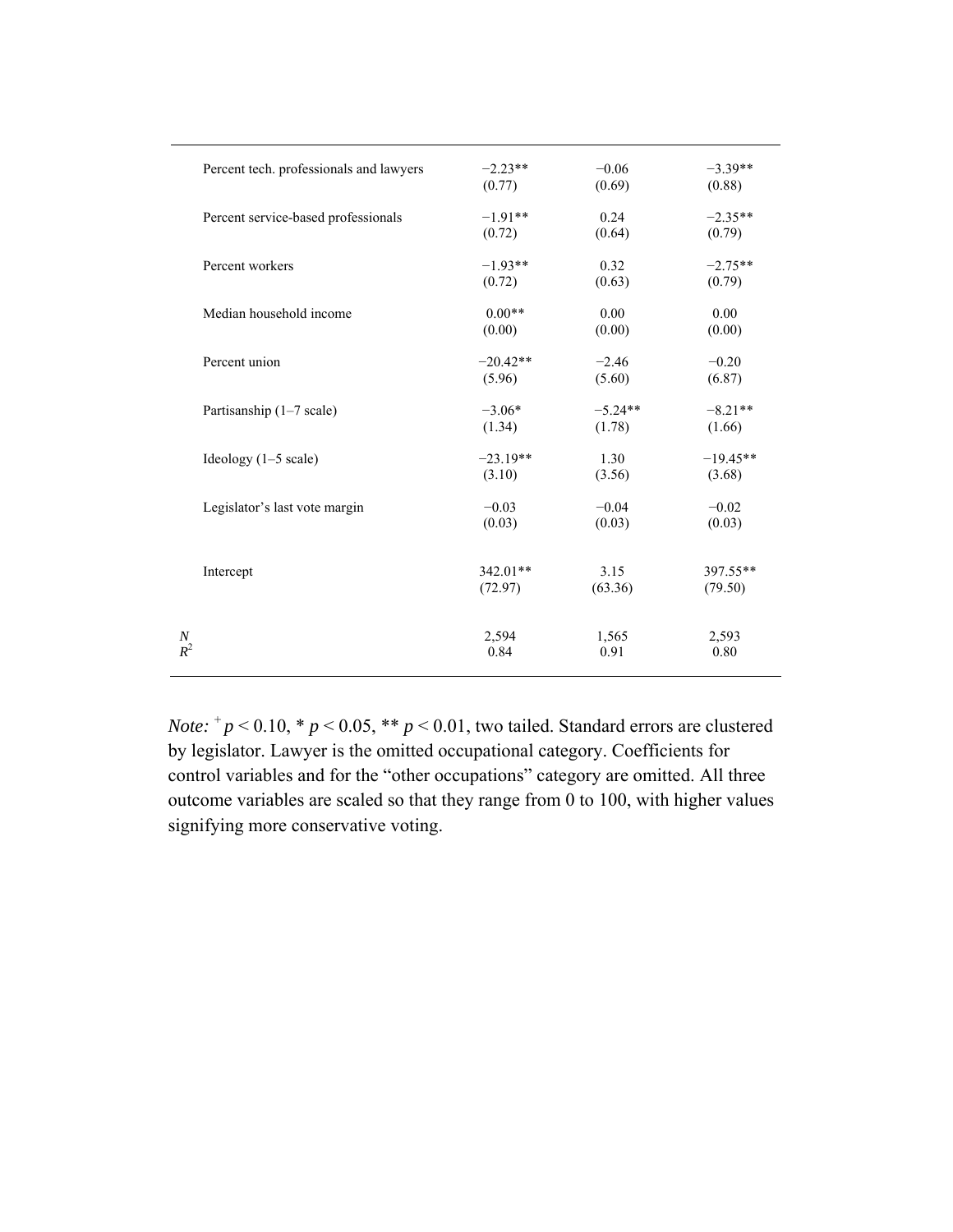| | | | |
|---|---|---|---|
| Percent tech. professionals and lawyers | −2.23** | −0.06 | −3.39** |
| | (0.77) | (0.69) | (0.88) |
| Percent service-based professionals | −1.91** | 0.24 | −2.35** |
| | (0.72) | (0.64) | (0.79) |
| Percent workers | −1.93** | 0.32 | −2.75** |
| | (0.72) | (0.63) | (0.79) |
| Median household income | 0.00** | 0.00 | 0.00 |
| | (0.00) | (0.00) | (0.00) |
| Percent union | −20.42** | −2.46 | −0.20 |
| | (5.96) | (5.60) | (6.87) |
| Partisanship (1–7 scale) | −3.06* | −5.24** | −8.21** |
| | (1.34) | (1.78) | (1.66) |
| Ideology (1–5 scale) | −23.19** | 1.30 | −19.45** |
| | (3.10) | (3.56) | (3.68) |
| Legislator's last vote margin | −0.03 | −0.04 | −0.02 |
| | (0.03) | (0.03) | (0.03) |
| Intercept | 342.01** | 3.15 | 397.55** |
| | (72.97) | (63.36) | (79.50) |
| $N$ | 2,594 | 1,565 | 2,593 |
| $R^2$ | 0.84 | 0.91 | 0.80 |

*Note:* $^{+}p < 0.10$, $* p < 0.05$, $** p < 0.01$, two tailed. Standard errors are clustered by legislator. Lawyer is the omitted occupational category. Coefficients for control variables and for the "other occupations" category are omitted. All three outcome variables are scaled so that they range from 0 to 100, with higher values signifying more conservative voting.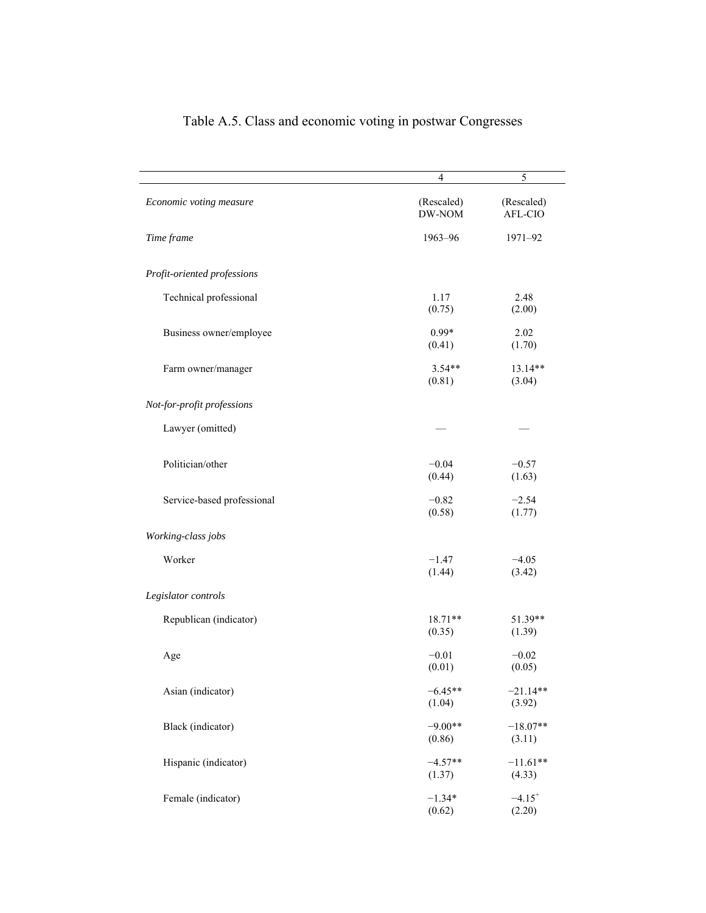# Table A.5. Class and economic voting in postwar Congresses

| | 4 | 5 |
|---|---|---|
| *Economic voting measure* | (Rescaled) DW-NOM | (Rescaled) AFL-CIO |
| *Time frame* | 1963–96 | 1971–92 |
| *Profit-oriented professions* | | |
| Technical professional | 1.17 (0.75) | 2.48 (2.00) |
| Business owner/employee | 0.99* (0.41) | 2.02 (1.70) |
| Farm owner/manager | 3.54** (0.81) | 13.14** (3.04) |
| *Not-for-profit professions* | | |
| Lawyer (omitted) | — | — |
| Politician/other | −0.04 (0.44) | −0.57 (1.63) |
| Service-based professional | −0.82 (0.58) | −2.54 (1.77) |
| *Working-class jobs* | | |
| Worker | −1.47 (1.44) | −4.05 (3.42) |
| *Legislator controls* | | |
| Republican (indicator) | 18.71** (0.35) | 51.39** (1.39) |
| Age | −0.01 (0.01) | −0.02 (0.05) |
| Asian (indicator) | −6.45** (1.04) | −21.14** (3.92) |
| Black (indicator) | −9.00** (0.86) | −18.07** (3.11) |
| Hispanic (indicator) | −4.57** (1.37) | −11.61** (4.33) |
| Female (indicator) | −1.34* (0.62) | −4.15+ (2.20) |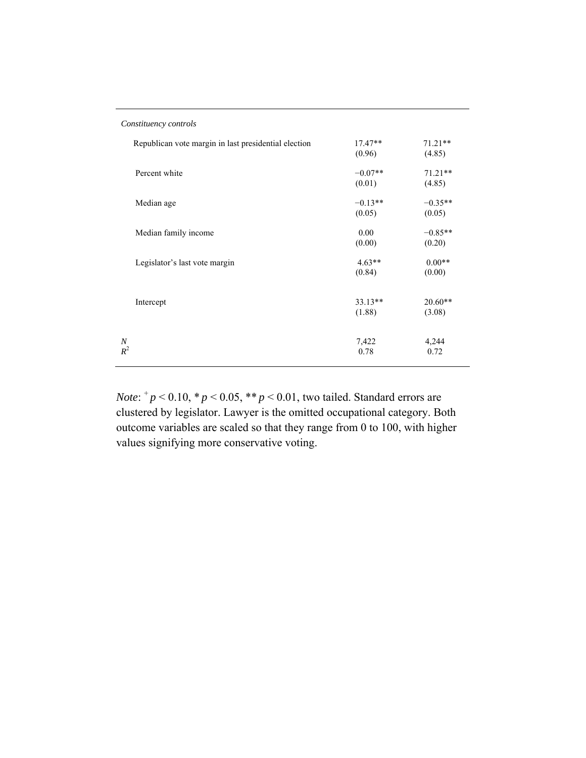| | | |
|---|---|---|
| *Constituency controls* | | |
| Republican vote margin in last presidential election | 17.47** | 71.21** |
| | (0.96) | (4.85) |
| Percent white | −0.07** | 71.21** |
| | (0.01) | (4.85) |
| Median age | −0.13** | −0.35** |
| | (0.05) | (0.05) |
| Median family income | 0.00 | −0.85** |
| | (0.00) | (0.20) |
| Legislator's last vote margin | 4.63** | 0.00** |
| | (0.84) | (0.00) |
| Intercept | 33.13** | 20.60** |
| | (1.88) | (3.08) |
| $N$ | 7,422 | 4,244 |
| $R^2$ | 0.78 | 0.72 |

*Note*: $^{+} p < 0.10$, * $p < 0.05$, ** $p < 0.01$, two tailed. Standard errors are clustered by legislator. Lawyer is the omitted occupational category. Both outcome variables are scaled so that they range from 0 to 100, with higher values signifying more conservative voting.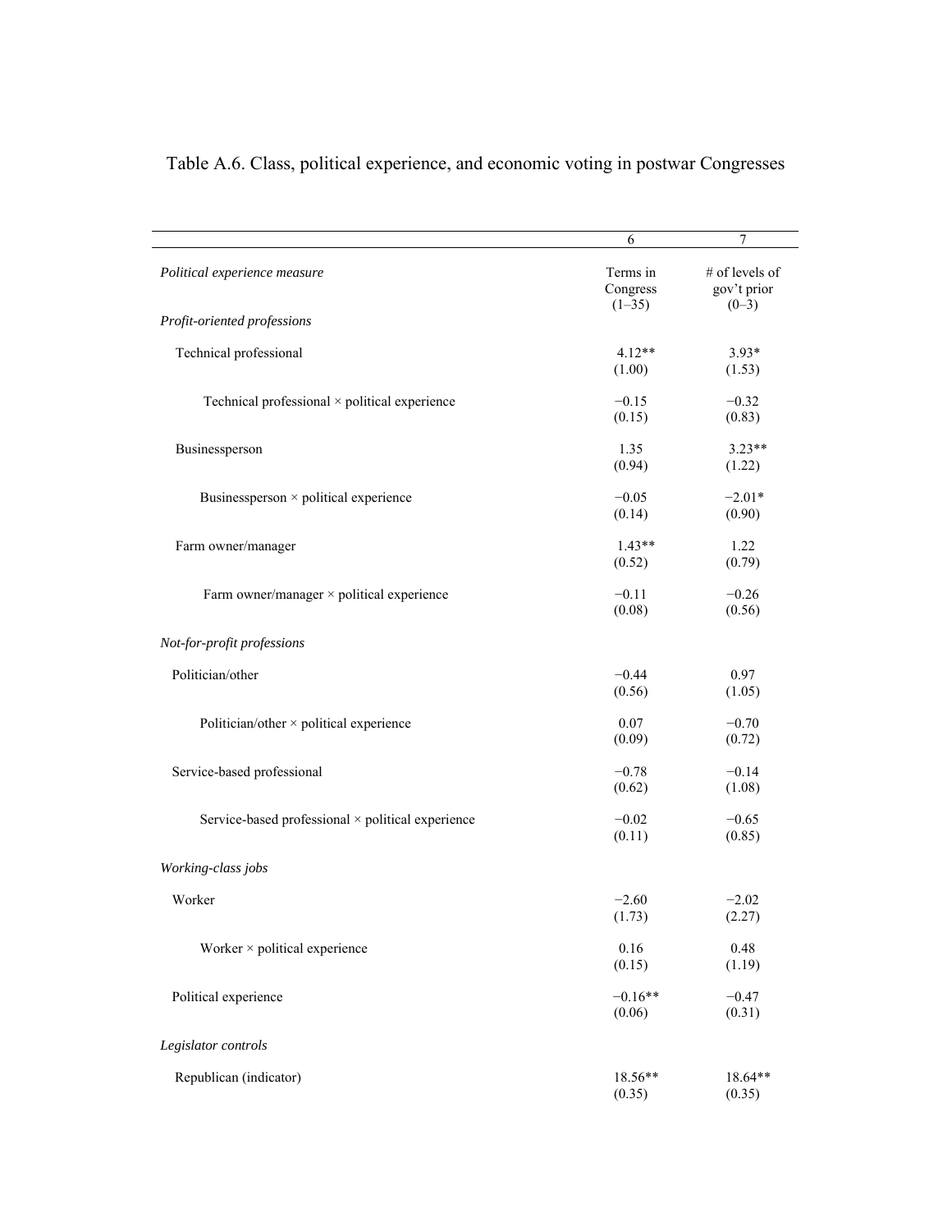Table A.6. Class, political experience, and economic voting in postwar Congresses

| | 6 | 7 |
|---|---|---|
| *Political experience measure* | Terms in Congress (1–35) | # of levels of gov't prior (0–3) |
| *Profit-oriented professions* | | |
| Technical professional | 4.12** | 3.93* |
| | (1.00) | (1.53) |
| Technical professional × political experience | −0.15 | −0.32 |
| | (0.15) | (0.83) |
| Businessperson | 1.35 | 3.23** |
| | (0.94) | (1.22) |
| Businessperson × political experience | −0.05 | −2.01* |
| | (0.14) | (0.90) |
| Farm owner/manager | 1.43** | 1.22 |
| | (0.52) | (0.79) |
| Farm owner/manager × political experience | −0.11 | −0.26 |
| | (0.08) | (0.56) |
| *Not-for-profit professions* | | |
| Politician/other | −0.44 | 0.97 |
| | (0.56) | (1.05) |
| Politician/other × political experience | 0.07 | −0.70 |
| | (0.09) | (0.72) |
| Service-based professional | −0.78 | −0.14 |
| | (0.62) | (1.08) |
| Service-based professional × political experience | −0.02 | −0.65 |
| | (0.11) | (0.85) |
| *Working-class jobs* | | |
| Worker | −2.60 | −2.02 |
| | (1.73) | (2.27) |
| Worker × political experience | 0.16 | 0.48 |
| | (0.15) | (1.19) |
| Political experience | −0.16** | −0.47 |
| | (0.06) | (0.31) |
| *Legislator controls* | | |
| Republican (indicator) | 18.56** | 18.64** |
| | (0.35) | (0.35) |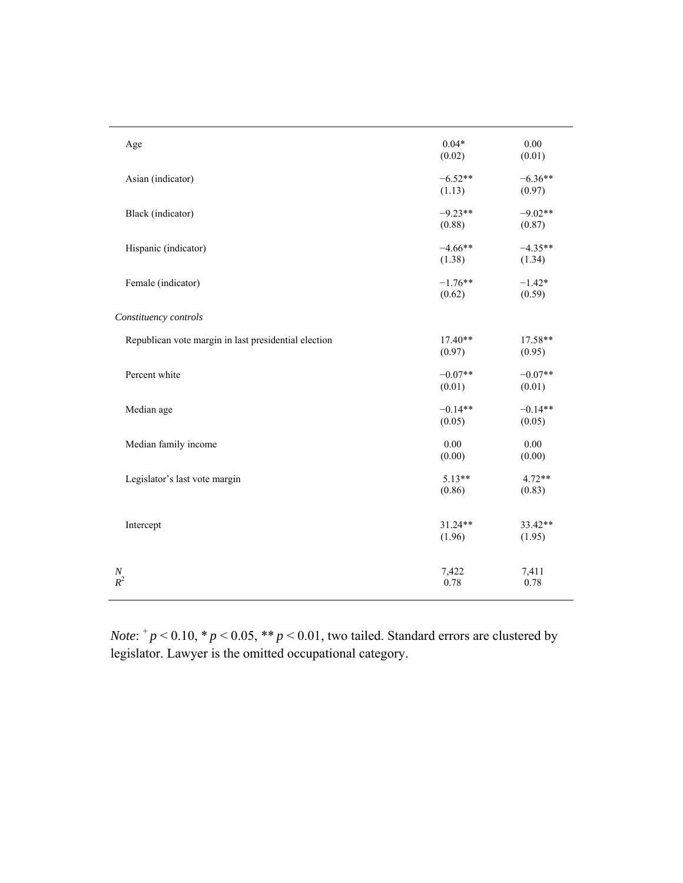| | | |
|---|---|---|
| Age | 0.04* | 0.00 |
| | (0.02) | (0.01) |
| Asian (indicator) | −6.52** | −6.36** |
| | (1.13) | (0.97) |
| Black (indicator) | −9.23** | −9.02** |
| | (0.88) | (0.87) |
| Hispanic (indicator) | −4.66** | −4.35** |
| | (1.38) | (1.34) |
| Female (indicator) | −1.76** | −1.42* |
| | (0.62) | (0.59) |
| *Constituency controls* | | |
| Republican vote margin in last presidential election | 17.40** | 17.58** |
| | (0.97) | (0.95) |
| Percent white | −0.07** | −0.07** |
| | (0.01) | (0.01) |
| Median age | −0.14** | −0.14** |
| | (0.05) | (0.05) |
| Median family income | 0.00 | 0.00 |
| | (0.00) | (0.00) |
| Legislator's last vote margin | 5.13** | 4.72** |
| | (0.86) | (0.83) |
| Intercept | 31.24** | 33.42** |
| | (1.96) | (1.95) |
| $N$ | 7,422 | 7,411 |
| $R^2$ | 0.78 | 0.78 |

*Note*: $^{+}p < 0.10$, * $p < 0.05$, ** $p < 0.01$, two tailed. Standard errors are clustered by legislator. Lawyer is the omitted occupational category.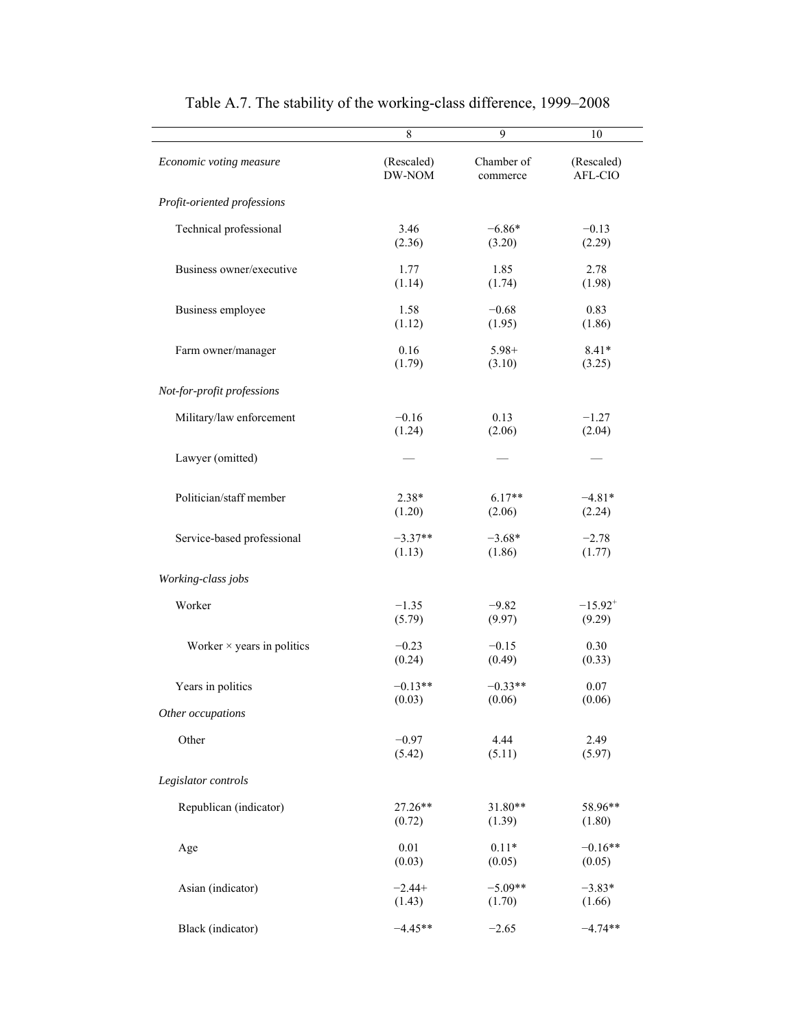Table A.7. The stability of the working-class difference, 1999–2008

| | 8 | 9 | 10 |
|---|---|---|---|
| *Economic voting measure* | (Rescaled) DW-NOM | Chamber of commerce | (Rescaled) AFL-CIO |
| *Profit-oriented professions* | | | |
| Technical professional | 3.46 | −6.86* | −0.13 |
| | (2.36) | (3.20) | (2.29) |
| Business owner/executive | 1.77 | 1.85 | 2.78 |
| | (1.14) | (1.74) | (1.98) |
| Business employee | 1.58 | −0.68 | 0.83 |
| | (1.12) | (1.95) | (1.86) |
| Farm owner/manager | 0.16 | 5.98+ | 8.41* |
| | (1.79) | (3.10) | (3.25) |
| *Not-for-profit professions* | | | |
| Military/law enforcement | −0.16 | 0.13 | −1.27 |
| | (1.24) | (2.06) | (2.04) |
| Lawyer (omitted) | — | — | — |
| Politician/staff member | 2.38* | 6.17** | −4.81* |
| | (1.20) | (2.06) | (2.24) |
| Service-based professional | −3.37** | −3.68* | −2.78 |
| | (1.13) | (1.86) | (1.77) |
| *Working-class jobs* | | | |
| Worker | −1.35 | −9.82 | −15.92+ |
| | (5.79) | (9.97) | (9.29) |
| Worker × years in politics | −0.23 | −0.15 | 0.30 |
| | (0.24) | (0.49) | (0.33) |
| Years in politics | −0.13** | −0.33** | 0.07 |
| | (0.03) | (0.06) | (0.06) |
| *Other occupations* | | | |
| Other | −0.97 | 4.44 | 2.49 |
| | (5.42) | (5.11) | (5.97) |
| *Legislator controls* | | | |
| Republican (indicator) | 27.26** | 31.80** | 58.96** |
| | (0.72) | (1.39) | (1.80) |
| Age | 0.01 | 0.11* | −0.16** |
| | (0.03) | (0.05) | (0.05) |
| Asian (indicator) | −2.44+ | −5.09** | −3.83* |
| | (1.43) | (1.70) | (1.66) |
| Black (indicator) | −4.45** | −2.65 | −4.74** |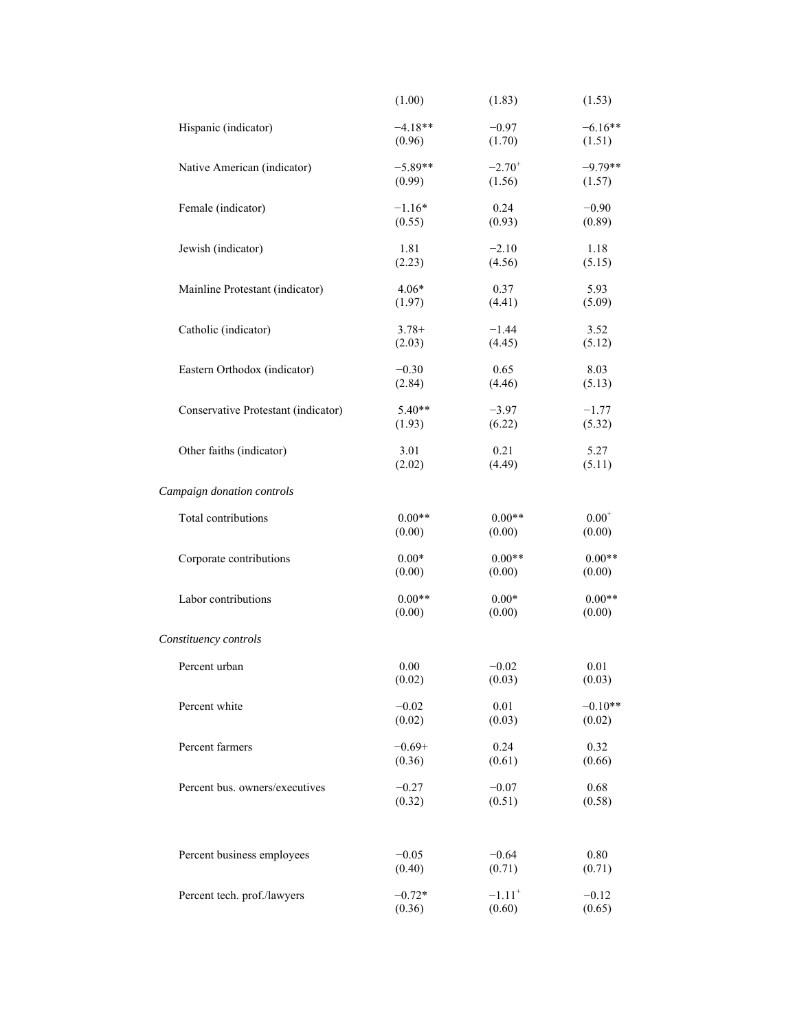| | | | |
|---|---|---|---|
| | (1.00) | (1.83) | (1.53) |
| Hispanic (indicator) | −4.18** | −0.97 | −6.16** |
| | (0.96) | (1.70) | (1.51) |
| Native American (indicator) | −5.89** | $-2.70^{+}$ | −9.79** |
| | (0.99) | (1.56) | (1.57) |
| Female (indicator) | −1.16* | 0.24 | −0.90 |
| | (0.55) | (0.93) | (0.89) |
| Jewish (indicator) | 1.81 | −2.10 | 1.18 |
| | (2.23) | (4.56) | (5.15) |
| Mainline Protestant (indicator) | 4.06* | 0.37 | 5.93 |
| | (1.97) | (4.41) | (5.09) |
| Catholic (indicator) | 3.78+ | −1.44 | 3.52 |
| | (2.03) | (4.45) | (5.12) |
| Eastern Orthodox (indicator) | −0.30 | 0.65 | 8.03 |
| | (2.84) | (4.46) | (5.13) |
| Conservative Protestant (indicator) | 5.40** | −3.97 | −1.77 |
| | (1.93) | (6.22) | (5.32) |
| Other faiths (indicator) | 3.01 | 0.21 | 5.27 |
| | (2.02) | (4.49) | (5.11) |
| *Campaign donation controls* | | | |
| Total contributions | 0.00** | 0.00** | $0.00^{+}$ |
| | (0.00) | (0.00) | (0.00) |
| Corporate contributions | 0.00* | 0.00** | 0.00** |
| | (0.00) | (0.00) | (0.00) |
| Labor contributions | 0.00** | 0.00* | 0.00** |
| | (0.00) | (0.00) | (0.00) |
| *Constituency controls* | | | |
| Percent urban | 0.00 | −0.02 | 0.01 |
| | (0.02) | (0.03) | (0.03) |
| Percent white | −0.02 | 0.01 | −0.10** |
| | (0.02) | (0.03) | (0.02) |
| Percent farmers | −0.69+ | 0.24 | 0.32 |
| | (0.36) | (0.61) | (0.66) |
| Percent bus. owners/executives | −0.27 | −0.07 | 0.68 |
| | (0.32) | (0.51) | (0.58) |
| Percent business employees | −0.05 | −0.64 | 0.80 |
| | (0.40) | (0.71) | (0.71) |
| Percent tech. prof./lawyers | −0.72* | $-1.11^{+}$ | −0.12 |
| | (0.36) | (0.60) | (0.65) |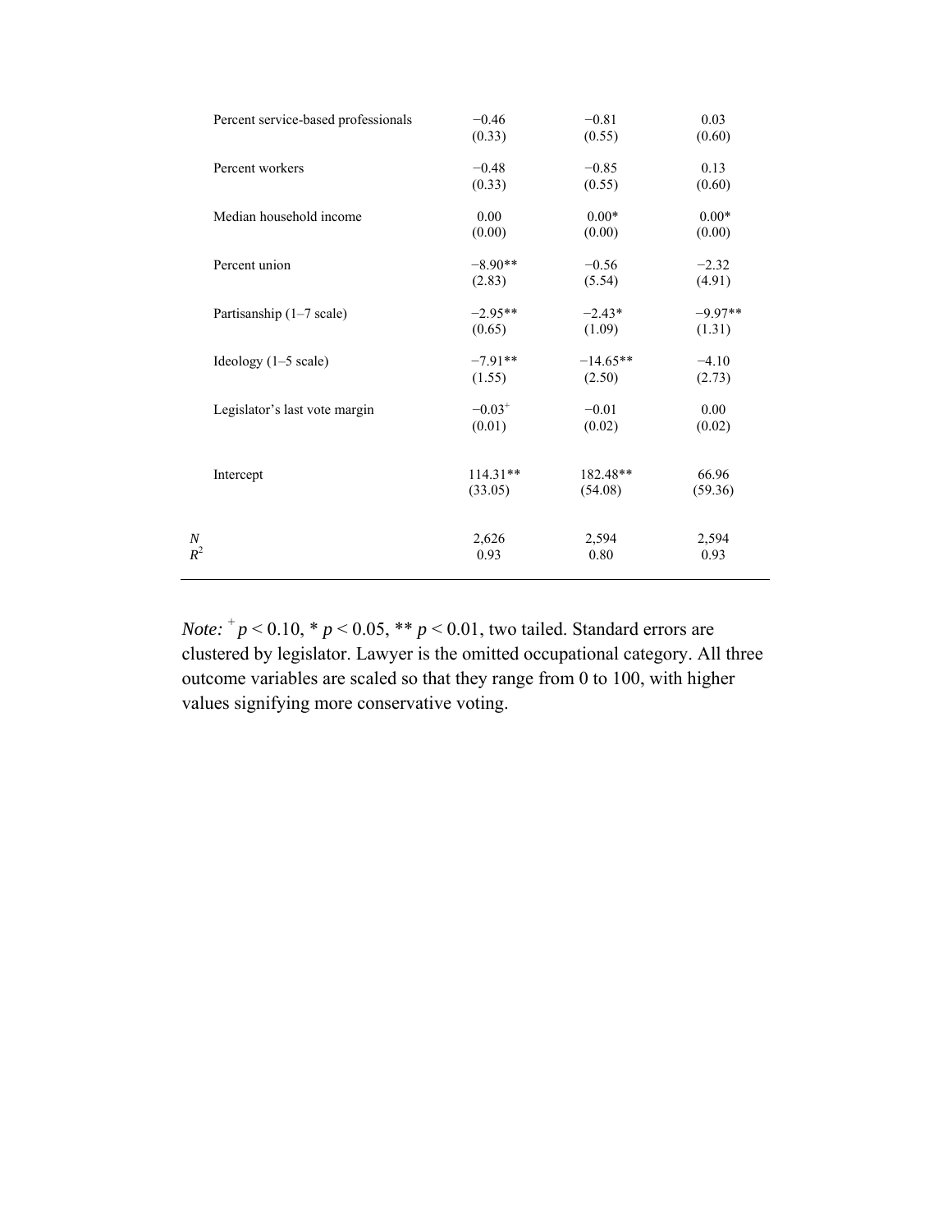| | | | |
|---|---|---|---|
| Percent service-based professionals | −0.46<br>(0.33) | −0.81<br>(0.55) | 0.03<br>(0.60) |
| Percent workers | −0.48<br>(0.33) | −0.85<br>(0.55) | 0.13<br>(0.60) |
| Median household income | 0.00<br>(0.00) | 0.00*<br>(0.00) | 0.00*<br>(0.00) |
| Percent union | −8.90**<br>(2.83) | −0.56<br>(5.54) | −2.32<br>(4.91) |
| Partisanship (1–7 scale) | −2.95**<br>(0.65) | −2.43*<br>(1.09) | −9.97**<br>(1.31) |
| Ideology (1–5 scale) | −7.91**<br>(1.55) | −14.65**<br>(2.50) | −4.10<br>(2.73) |
| Legislator's last vote margin | $-0.03^{+}$<br>(0.01) | −0.01<br>(0.02) | 0.00<br>(0.02) |
| Intercept | 114.31**<br>(33.05) | 182.48**<br>(54.08) | 66.96<br>(59.36) |
| *N* | 2,626 | 2,594 | 2,594 |
| $R^2$ | 0.93 | 0.80 | 0.93 |

*Note:* $^{+}p < 0.10$, * $p < 0.05$, ** $p < 0.01$, two tailed. Standard errors are clustered by legislator. Lawyer is the omitted occupational category. All three outcome variables are scaled so that they range from 0 to 100, with higher values signifying more conservative voting.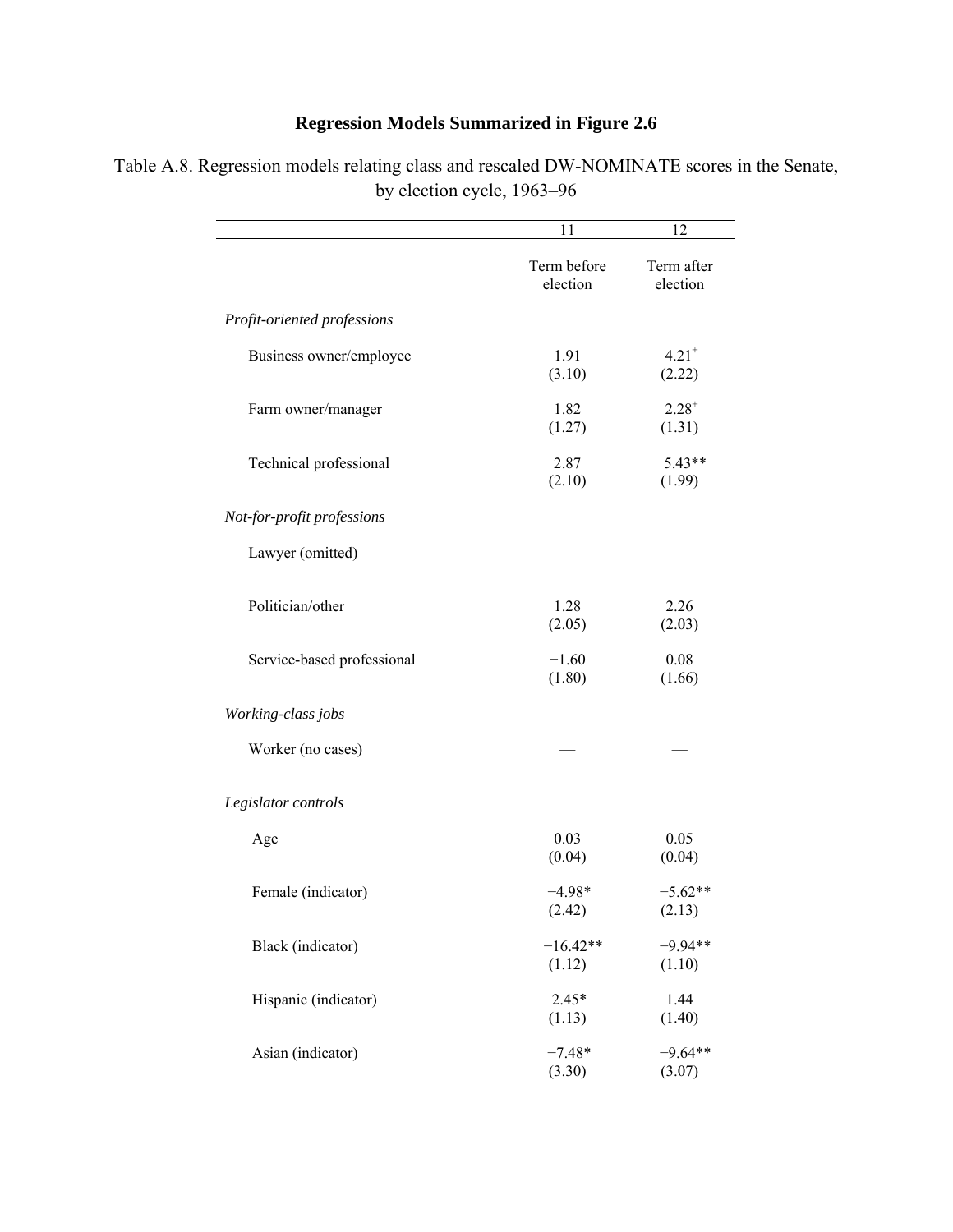## Regression Models Summarized in Figure 2.6

Table A.8. Regression models relating class and rescaled DW-NOMINATE scores in the Senate, by election cycle, 1963–96

| | 11 | 12 |
|---|---|---|
| | Term before election | Term after election |
| *Profit-oriented professions* | | |
| Business owner/employee | 1.91<br>(3.10) | 4.21[+]<br>(2.22) |
| Farm owner/manager | 1.82<br>(1.27) | 2.28[+]<br>(1.31) |
| Technical professional | 2.87<br>(2.10) | 5.43**<br>(1.99) |
| *Not-for-profit professions* | | |
| Lawyer (omitted) | — | — |
| Politician/other | 1.28<br>(2.05) | 2.26<br>(2.03) |
| Service-based professional | −1.60<br>(1.80) | 0.08<br>(1.66) |
| *Working-class jobs* | | |
| Worker (no cases) | — | — |
| *Legislator controls* | | |
| Age | 0.03<br>(0.04) | 0.05<br>(0.04) |
| Female (indicator) | −4.98*<br>(2.42) | −5.62**<br>(2.13) |
| Black (indicator) | −16.42**<br>(1.12) | −9.94**<br>(1.10) |
| Hispanic (indicator) | 2.45*<br>(1.13) | 1.44<br>(1.40) |
| Asian (indicator) | −7.48*<br>(3.30) | −9.64**<br>(3.07) |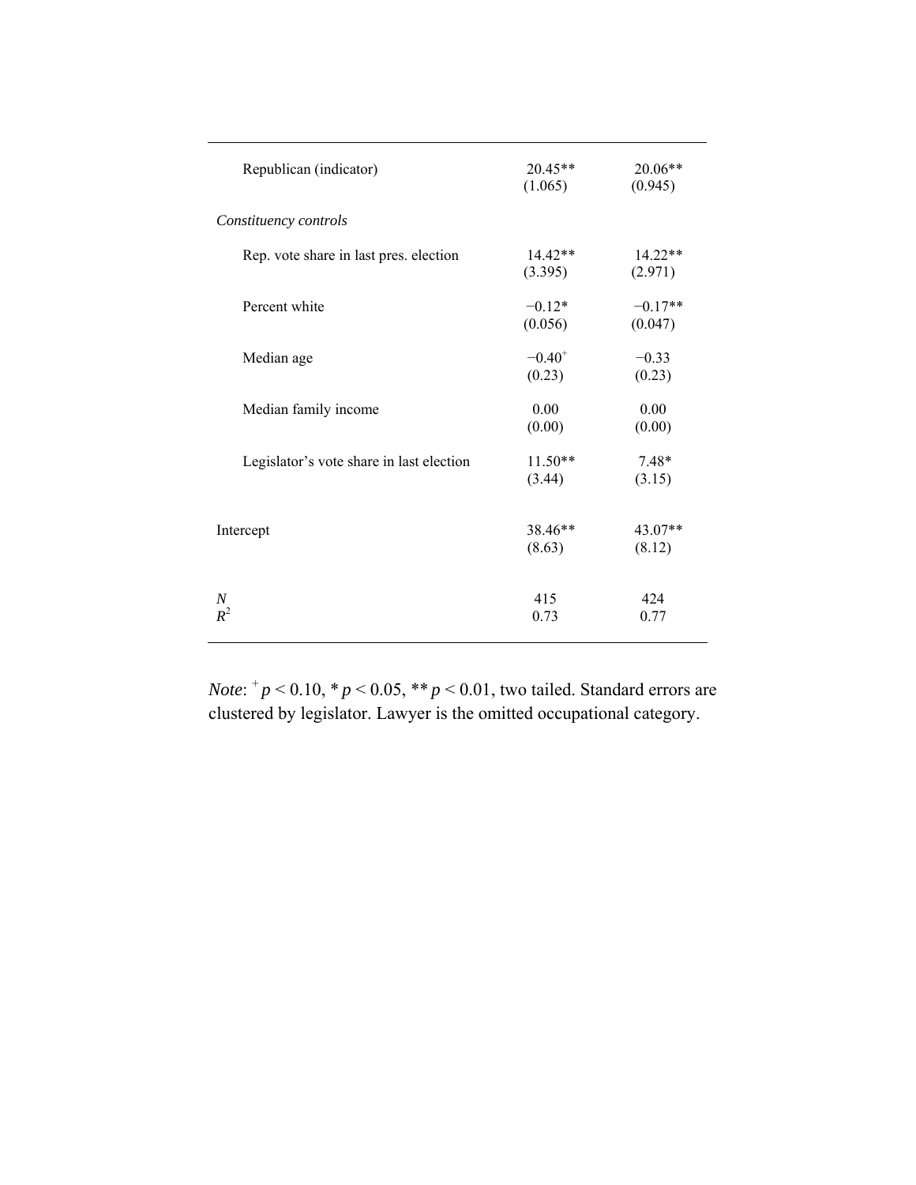| | (1) | (2) |
|---|---|---|
| Republican (indicator) | 20.45** | 20.06** |
| | (1.065) | (0.945) |
| *Constituency controls* | | |
| Rep. vote share in last pres. election | 14.42** | 14.22** |
| | (3.395) | (2.971) |
| Percent white | −0.12* | −0.17** |
| | (0.056) | (0.047) |
| Median age | $-0.40^{+}$ | −0.33 |
| | (0.23) | (0.23) |
| Median family income | 0.00 | 0.00 |
| | (0.00) | (0.00) |
| Legislator's vote share in last election | 11.50** | 7.48* |
| | (3.44) | (3.15) |
| Intercept | 38.46** | 43.07** |
| | (8.63) | (8.12) |
| *N* | 415 | 424 |
| $R^2$ | 0.73 | 0.77 |

*Note*: $^{+}p < 0.10$, $*p < 0.05$, $**p < 0.01$, two tailed. Standard errors are clustered by legislator. Lawyer is the omitted occupational category.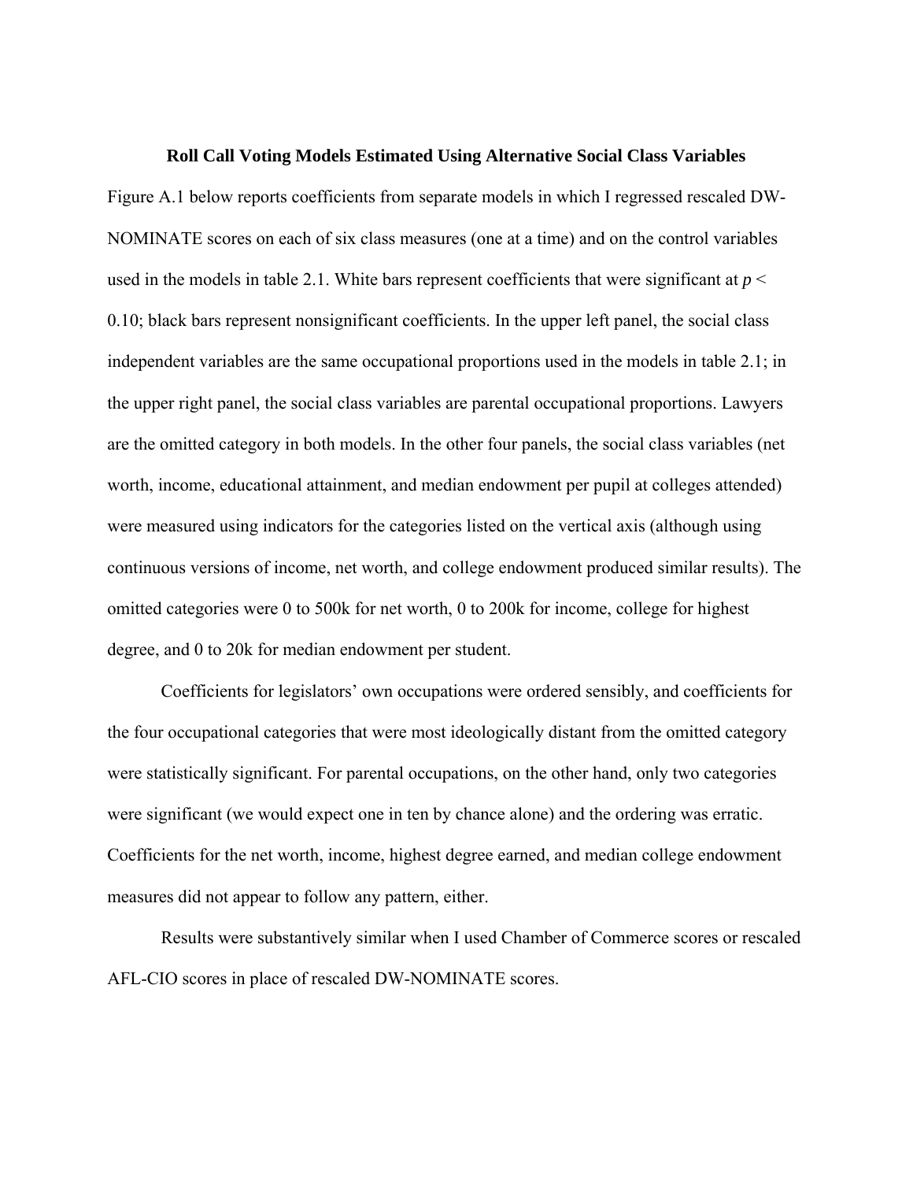**Roll Call Voting Models Estimated Using Alternative Social Class Variables**

Figure A.1 below reports coefficients from separate models in which I regressed rescaled DW-NOMINATE scores on each of six class measures (one at a time) and on the control variables used in the models in table 2.1. White bars represent coefficients that were significant at $p < 0.10$; black bars represent nonsignificant coefficients. In the upper left panel, the social class independent variables are the same occupational proportions used in the models in table 2.1; in the upper right panel, the social class variables are parental occupational proportions. Lawyers are the omitted category in both models. In the other four panels, the social class variables (net worth, income, educational attainment, and median endowment per pupil at colleges attended) were measured using indicators for the categories listed on the vertical axis (although using continuous versions of income, net worth, and college endowment produced similar results). The omitted categories were 0 to 500k for net worth, 0 to 200k for income, college for highest degree, and 0 to 20k for median endowment per student.

Coefficients for legislators' own occupations were ordered sensibly, and coefficients for the four occupational categories that were most ideologically distant from the omitted category were statistically significant. For parental occupations, on the other hand, only two categories were significant (we would expect one in ten by chance alone) and the ordering was erratic. Coefficients for the net worth, income, highest degree earned, and median college endowment measures did not appear to follow any pattern, either.

Results were substantively similar when I used Chamber of Commerce scores or rescaled AFL-CIO scores in place of rescaled DW-NOMINATE scores.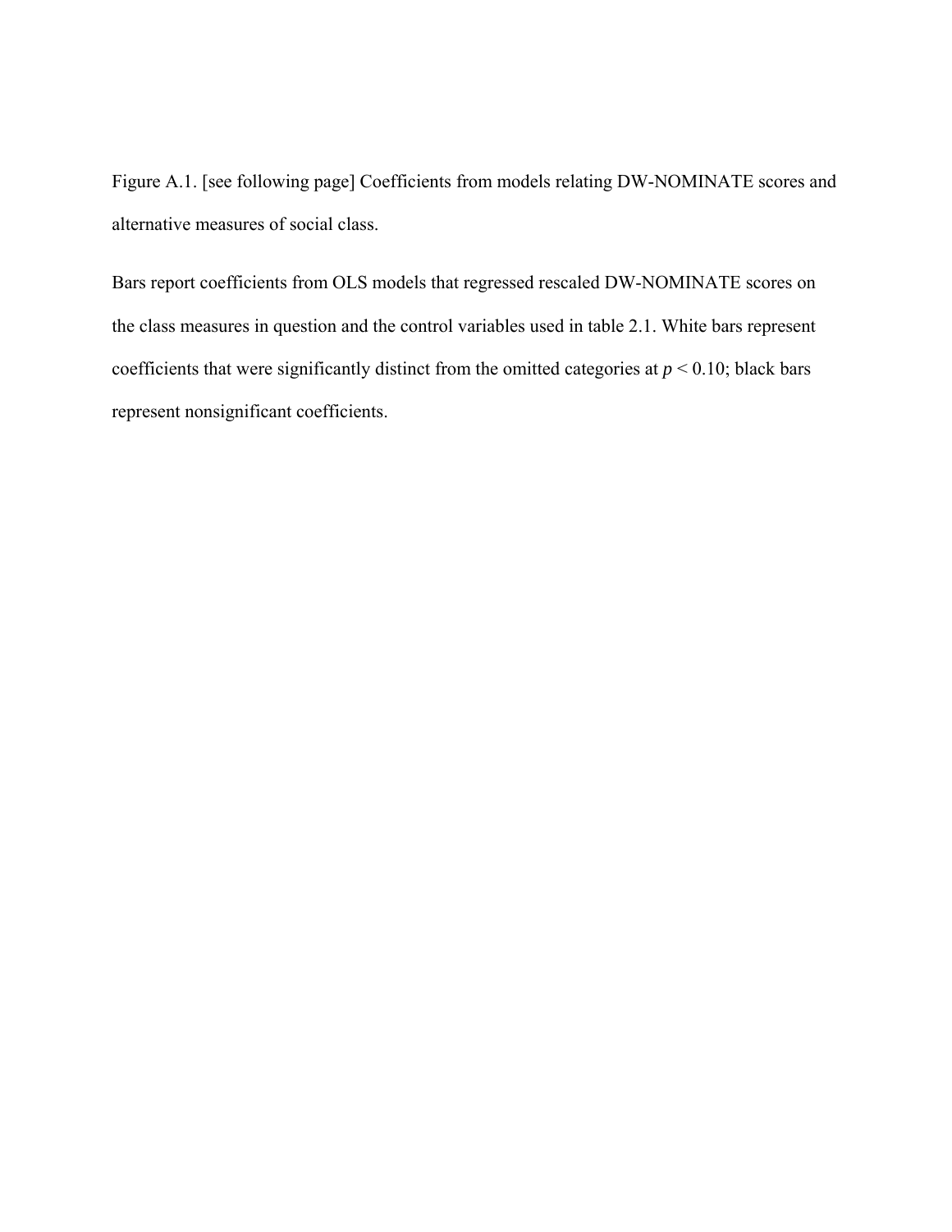Figure A.1. [see following page] Coefficients from models relating DW-NOMINATE scores and alternative measures of social class.

Bars report coefficients from OLS models that regressed rescaled DW-NOMINATE scores on the class measures in question and the control variables used in table 2.1. White bars represent coefficients that were significantly distinct from the omitted categories at $p < 0.10$; black bars represent nonsignificant coefficients.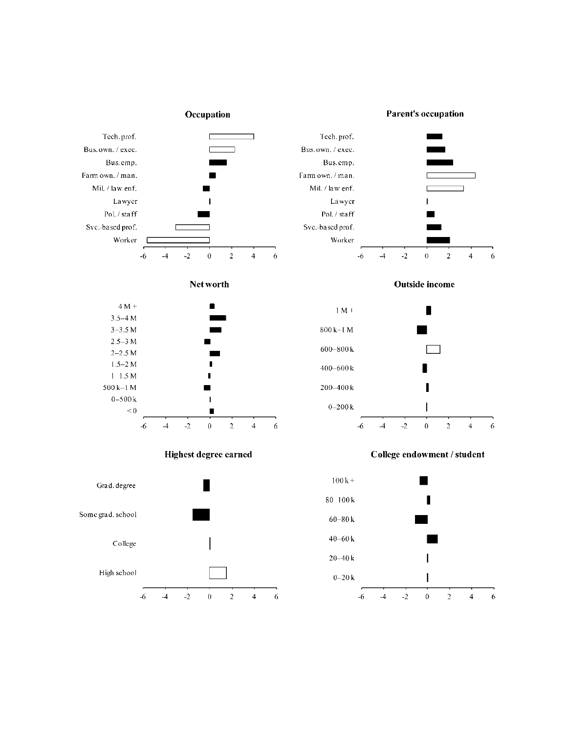**Occupation**

Tech. prof.
Bus. own. / exec.
Bus. emp.
Farm own. / man.
Mil. / law enf.
Lawyer
Pol. / staff
Svc.-based prof.
Worker

-6 -4 -2 0 2 4 6

**Parent's occupation**

Tech. prof.
Bus. own. / exec.
Bus. emp.
Farm own. / man.
Mil. / law enf.
Lawyer
Pol. / staff
Svc.-based prof.
Worker

-6 -4 -2 0 2 4 6

**Net worth**

4 M +
3.5–4 M
3–3.5 M
2.5–3 M
2–2.5 M
1.5–2 M
1–1.5 M
500 k–1 M
0–500 k
< 0

-6 -4 -2 0 2 4 6

**Outside income**

1 M +
800 k–1 M
600–800 k
400–600 k
200–400 k
0–200 k

-6 -4 -2 0 2 4 6

**Highest degree earned**

Grad. degree
Some grad. school
College
High school

-6 -4 -2 0 2 4 6

**College endowment / student**

100 k +
80–100 k
60–80 k
40–60 k
20–40 k
0–20 k

-6 -4 -2 0 2 4 6